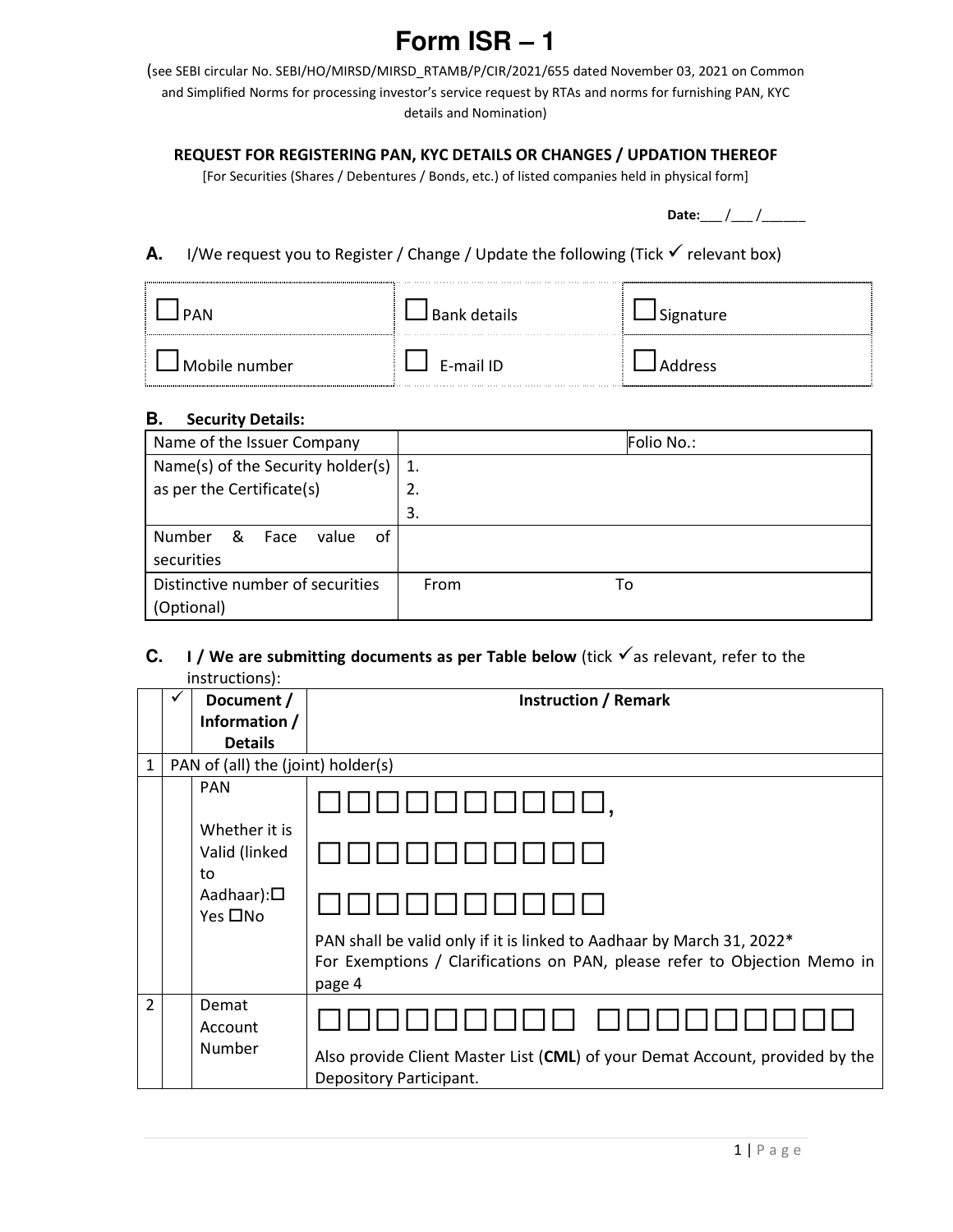# Form ISR – 1

(see SEBI circular No. SEBI/HO/MIRSD/MIRSD_RTAMB/P/CIR/2021/655 dated November 03, 2021 on Common and Simplified Norms for processing investor's service request by RTAs and norms for furnishing PAN, KYC details and Nomination)

**REQUEST FOR REGISTERING PAN, KYC DETAILS OR CHANGES / UPDATION THEREOF**

[For Securities (Shares / Debentures / Bonds, etc.) of listed companies held in physical form]

**Date:**___ /___ /______

**A.** I/We request you to Register / Change / Update the following (Tick ✓ relevant box)

| | | |
|---|---|---|
| ☐ PAN | ☐ Bank details | ☐ Signature |
| ☐ Mobile number | ☐ E-mail ID | ☐ Address |

**B. Security Details:**

| | | |
|---|---|---|
| Name of the Issuer Company | | Folio No.: |
| Name(s) of the Security holder(s) as per the Certificate(s) | 1.<br>2.<br>3. | |
| Number & Face value of securities | | |
| Distinctive number of securities (Optional) | From | To |

**C. I / We are submitting documents as per Table below** (tick ✓as relevant, refer to the instructions):

| | ✓ | Document / Information / Details | Instruction / Remark |
|---|---|---|---|
| 1 | PAN of (all) the (joint) holder(s) | | |
| | | PAN<br><br>Whether it is Valid (linked to Aadhaar): ☐ Yes ☐No | ☐☐☐☐☐☐☐☐☐☐,<br>☐☐☐☐☐☐☐☐☐☐<br>☐☐☐☐☐☐☐☐☐☐<br>PAN shall be valid only if it is linked to Aadhaar by March 31, 2022*<br>For Exemptions / Clarifications on PAN, please refer to Objection Memo in page 4 |
| 2 | | Demat Account Number | ☐☐☐☐☐☐☐☐ ☐☐☐☐☐☐☐☐<br>Also provide Client Master List (**CML**) of your Demat Account, provided by the Depository Participant. |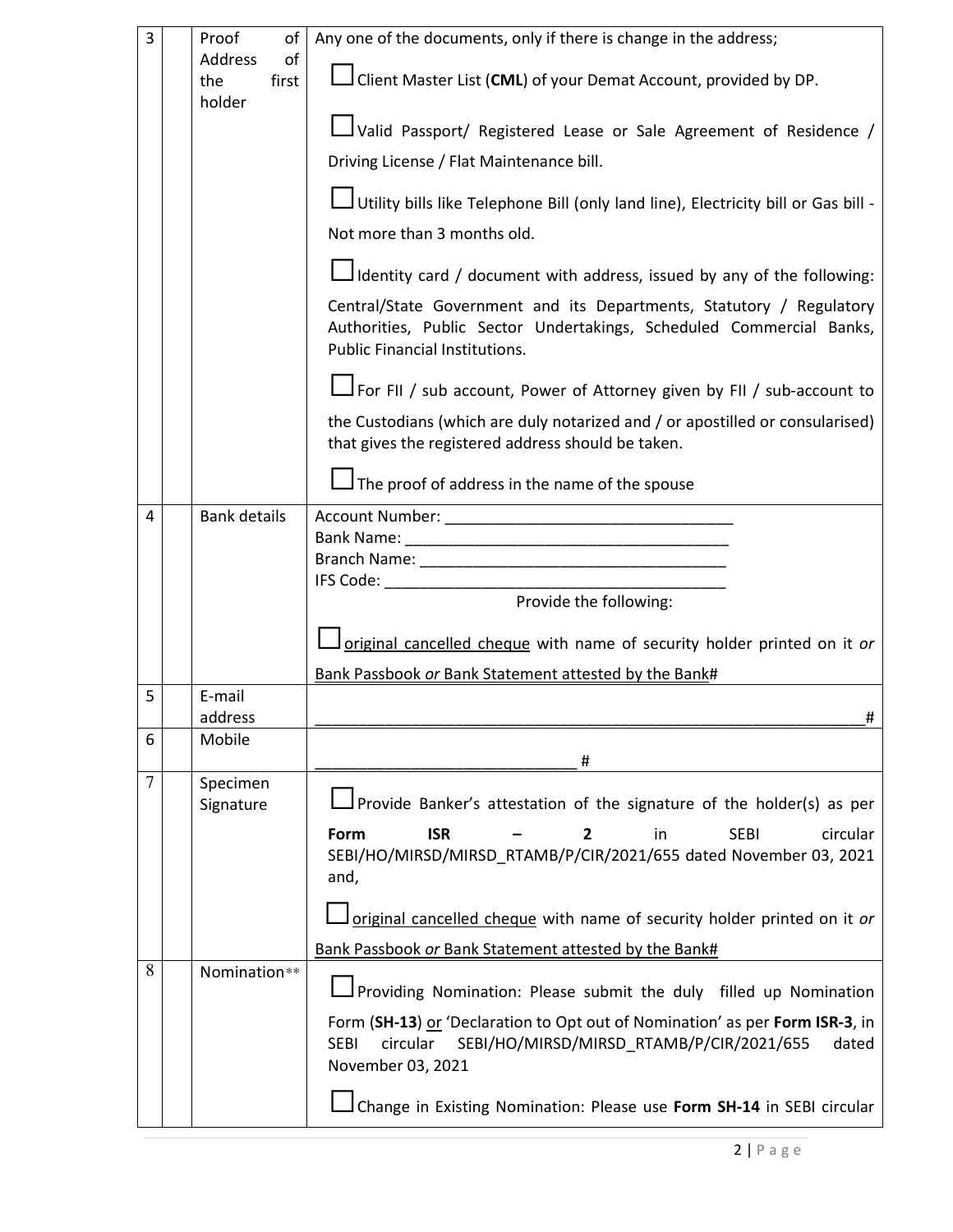| 3 | | Proof of Address of the first holder | Any one of the documents, only if there is change in the address;<br><br>☐ Client Master List (**CML**) of your Demat Account, provided by DP.<br><br>☐ Valid Passport/ Registered Lease or Sale Agreement of Residence / Driving License / Flat Maintenance bill.<br><br>☐ Utility bills like Telephone Bill (only land line), Electricity bill or Gas bill - Not more than 3 months old.<br><br>☐ Identity card / document with address, issued by any of the following: Central/State Government and its Departments, Statutory / Regulatory Authorities, Public Sector Undertakings, Scheduled Commercial Banks, Public Financial Institutions.<br><br>☐ For FII / sub account, Power of Attorney given by FII / sub-account to the Custodians (which are duly notarized and / or apostilled or consularised) that gives the registered address should be taken.<br><br>☐ The proof of address in the name of the spouse |
|---|---|---|---|
| 4 | | Bank details | Account Number: ________________________________<br>Bank Name: _____________________________________<br>Branch Name: ___________________________________<br>IFS Code: ______________________________________<br>Provide the following:<br><br>☐ original cancelled cheque with name of security holder printed on it *or* Bank Passbook *or* Bank Statement attested by the Bank# |
| 5 | | E-mail address | ________________________________________________________________# |
| 6 | | Mobile | ______________________________ # |
| 7 | | Specimen Signature | ☐ Provide Banker's attestation of the signature of the holder(s) as per **Form ISR – 2** in SEBI circular SEBI/HO/MIRSD/MIRSD_RTAMB/P/CIR/2021/655 dated November 03, 2021 and,<br><br>☐ original cancelled cheque with name of security holder printed on it *or* Bank Passbook *or* Bank Statement attested by the Bank# |
| 8 | | Nomination** | ☐ Providing Nomination: Please submit the duly filled up Nomination Form (**SH-13**) or 'Declaration to Opt out of Nomination' as per **Form ISR-3**, in SEBI circular SEBI/HO/MIRSD/MIRSD_RTAMB/P/CIR/2021/655 dated November 03, 2021<br><br>☐ Change in Existing Nomination: Please use **Form SH-14** in SEBI circular |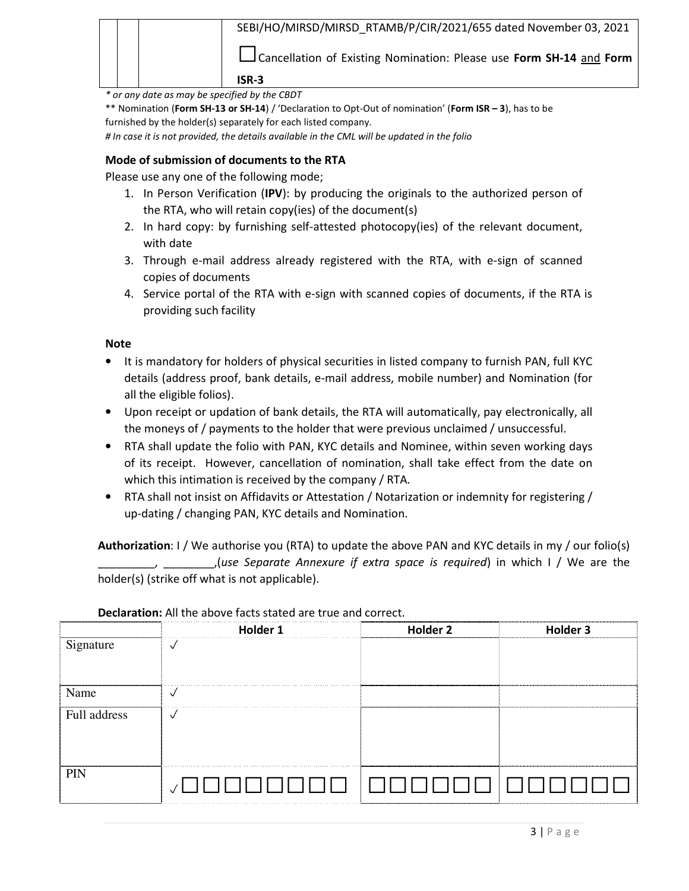| | | | SEBI/HO/MIRSD/MIRSD_RTAMB/P/CIR/2021/655 dated November 03, 2021<br><br>☐ Cancellation of Existing Nomination: Please use **Form SH-14** and **Form ISR-3** |
|---|---|---|---|

*\* or any date as may be specified by the CBDT*

\*\* Nomination (**Form SH-13 or SH-14**) / 'Declaration to Opt-Out of nomination' (**Form ISR – 3**), has to be furnished by the holder(s) separately for each listed company.

*# In case it is not provided, the details available in the CML will be updated in the folio*

**Mode of submission of documents to the RTA**

Please use any one of the following mode;

1. In Person Verification (**IPV**): by producing the originals to the authorized person of the RTA, who will retain copy(ies) of the document(s)
2. In hard copy: by furnishing self-attested photocopy(ies) of the relevant document, with date
3. Through e-mail address already registered with the RTA, with e-sign of scanned copies of documents
4. Service portal of the RTA with e-sign with scanned copies of documents, if the RTA is providing such facility

**Note**

- It is mandatory for holders of physical securities in listed company to furnish PAN, full KYC details (address proof, bank details, e-mail address, mobile number) and Nomination (for all the eligible folios).
- Upon receipt or updation of bank details, the RTA will automatically, pay electronically, all the moneys of / payments to the holder that were previous unclaimed / unsuccessful.
- RTA shall update the folio with PAN, KYC details and Nominee, within seven working days of its receipt. However, cancellation of nomination, shall take effect from the date on which this intimation is received by the company / RTA.
- RTA shall not insist on Affidavits or Attestation / Notarization or indemnity for registering / up-dating / changing PAN, KYC details and Nomination.

**Authorization**: I / We authorise you (RTA) to update the above PAN and KYC details in my / our folio(s) _________, ________,(*use Separate Annexure if extra space is required*) in which I / We are the holder(s) (strike off what is not applicable).

**Declaration:** All the above facts stated are true and correct.

| | Holder 1 | Holder 2 | Holder 3 |
|---|---|---|---|
| Signature | ✓ | | |
| Name | ✓ | | |
| Full address | ✓ | | |
| PIN | ✓☐☐☐☐☐☐☐☐ | ☐☐☐☐☐☐ | ☐☐☐☐☐☐ |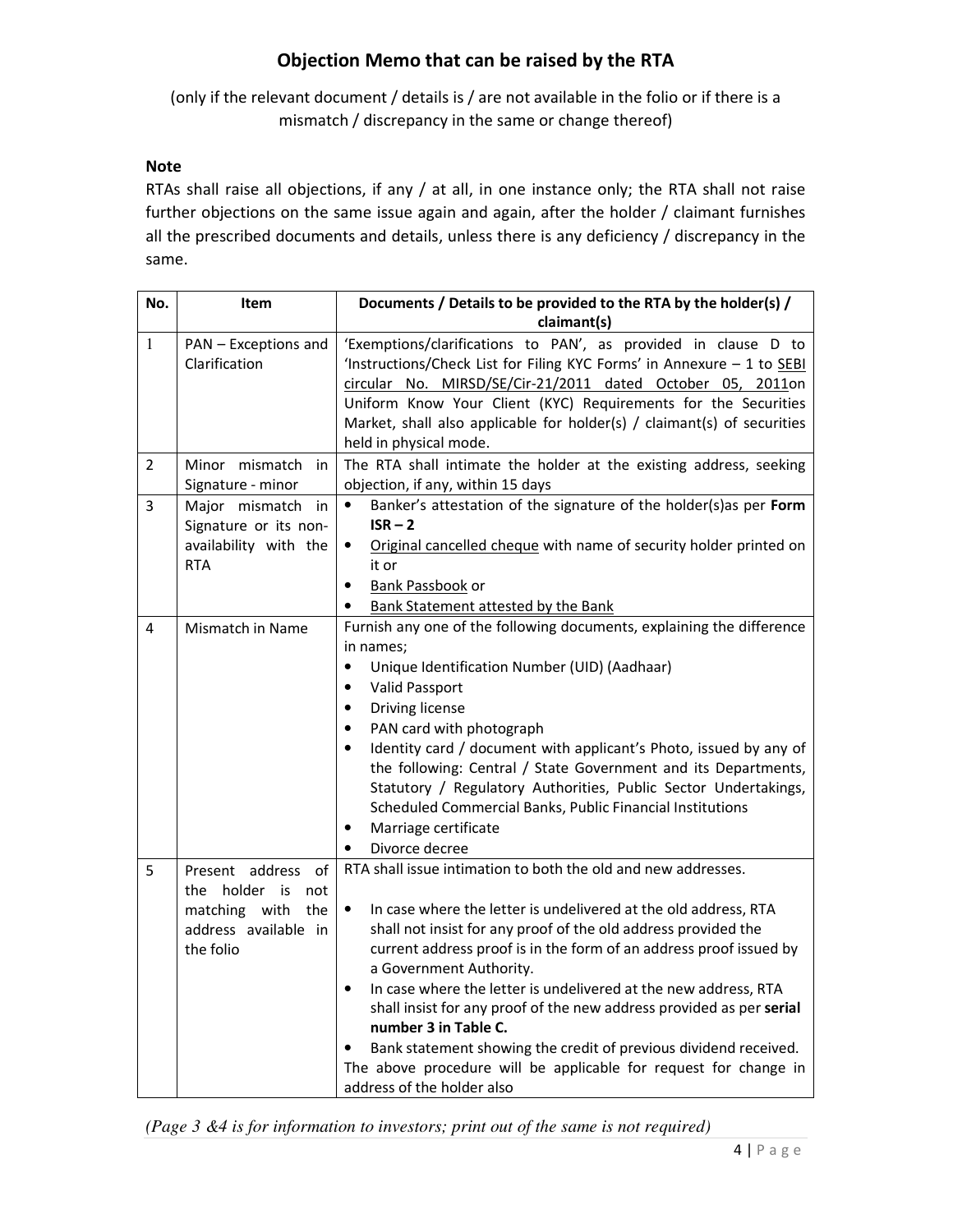## Objection Memo that can be raised by the RTA

(only if the relevant document / details is / are not available in the folio or if there is a mismatch / discrepancy in the same or change thereof)

**Note**

RTAs shall raise all objections, if any / at all, in one instance only; the RTA shall not raise further objections on the same issue again and again, after the holder / claimant furnishes all the prescribed documents and details, unless there is any deficiency / discrepancy in the same.

| No. | Item | Documents / Details to be provided to the RTA by the holder(s) / claimant(s) |
|---|---|---|
| 1 | PAN – Exceptions and Clarification | 'Exemptions/clarifications to PAN', as provided in clause D to 'Instructions/Check List for Filing KYC Forms' in Annexure – 1 to SEBI circular No. MIRSD/SE/Cir-21/2011 dated October 05, 2011on Uniform Know Your Client (KYC) Requirements for the Securities Market, shall also applicable for holder(s) / claimant(s) of securities held in physical mode. |
| 2 | Minor mismatch in Signature - minor | The RTA shall intimate the holder at the existing address, seeking objection, if any, within 15 days |
| 3 | Major mismatch in Signature or its non-availability with the RTA | • Banker's attestation of the signature of the holder(s)as per **Form ISR – 2**<br>• Original cancelled cheque with name of security holder printed on it or<br>• Bank Passbook or<br>• Bank Statement attested by the Bank |
| 4 | Mismatch in Name | Furnish any one of the following documents, explaining the difference in names;<br>• Unique Identification Number (UID) (Aadhaar)<br>• Valid Passport<br>• Driving license<br>• PAN card with photograph<br>• Identity card / document with applicant's Photo, issued by any of the following: Central / State Government and its Departments, Statutory / Regulatory Authorities, Public Sector Undertakings, Scheduled Commercial Banks, Public Financial Institutions<br>• Marriage certificate<br>• Divorce decree |
| 5 | Present address of the holder is not matching with the address available in the folio | RTA shall issue intimation to both the old and new addresses.<br>• In case where the letter is undelivered at the old address, RTA shall not insist for any proof of the old address provided the current address proof is in the form of an address proof issued by a Government Authority.<br>• In case where the letter is undelivered at the new address, RTA shall insist for any proof of the new address provided as per **serial number 3 in Table C.**<br>• Bank statement showing the credit of previous dividend received.<br>The above procedure will be applicable for request for change in address of the holder also |

*(Page 3 &4 is for information to investors; print out of the same is not required)*